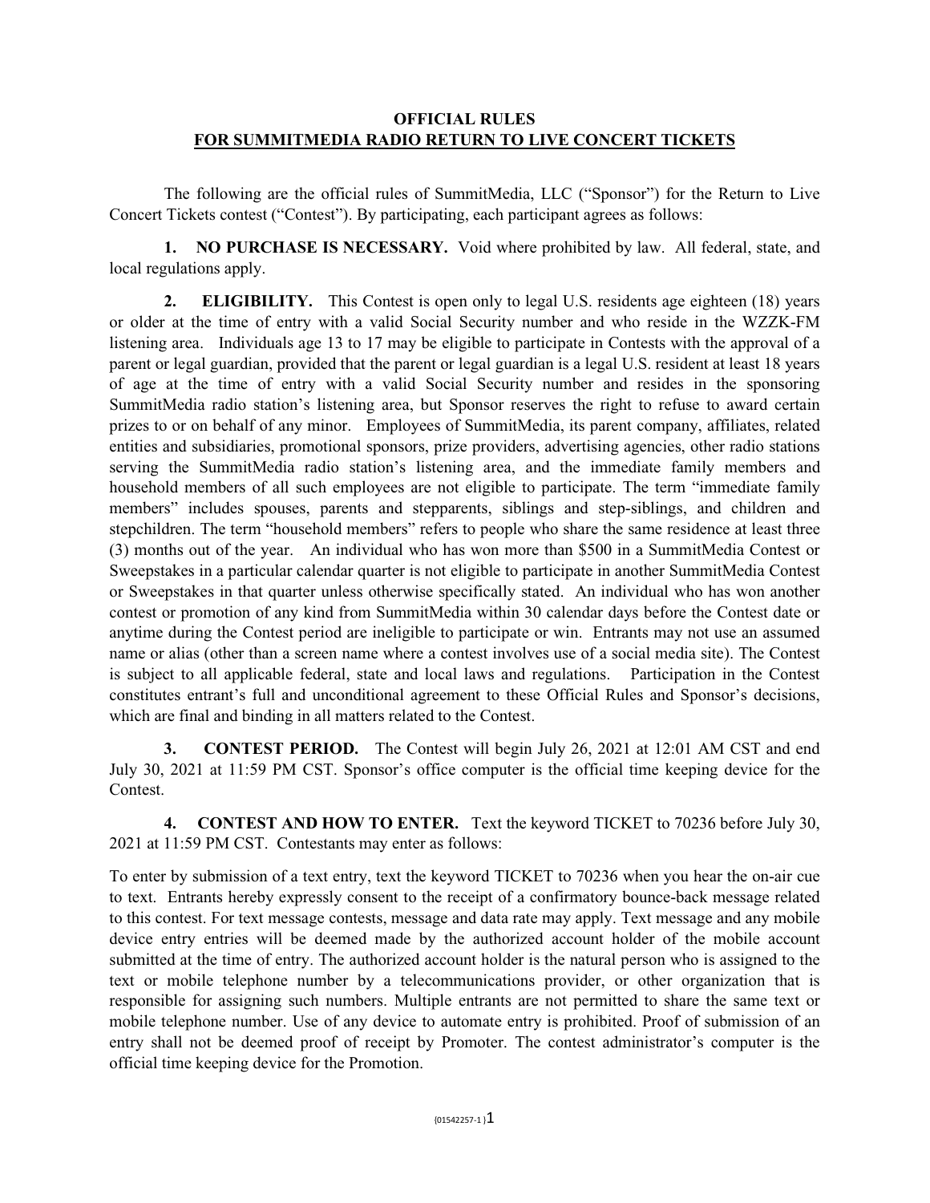**OFFICIAL RULES**
**FOR SUMMITMEDIA RADIO RETURN TO LIVE CONCERT TICKETS**

The following are the official rules of SummitMedia, LLC ("Sponsor") for the Return to Live Concert Tickets contest ("Contest"). By participating, each participant agrees as follows:

**1. NO PURCHASE IS NECESSARY.** Void where prohibited by law. All federal, state, and local regulations apply.

**2. ELIGIBILITY.** This Contest is open only to legal U.S. residents age eighteen (18) years or older at the time of entry with a valid Social Security number and who reside in the WZZK-FM listening area. Individuals age 13 to 17 may be eligible to participate in Contests with the approval of a parent or legal guardian, provided that the parent or legal guardian is a legal U.S. resident at least 18 years of age at the time of entry with a valid Social Security number and resides in the sponsoring SummitMedia radio station's listening area, but Sponsor reserves the right to refuse to award certain prizes to or on behalf of any minor. Employees of SummitMedia, its parent company, affiliates, related entities and subsidiaries, promotional sponsors, prize providers, advertising agencies, other radio stations serving the SummitMedia radio station's listening area, and the immediate family members and household members of all such employees are not eligible to participate. The term "immediate family members" includes spouses, parents and stepparents, siblings and step-siblings, and children and stepchildren. The term "household members" refers to people who share the same residence at least three (3) months out of the year. An individual who has won more than $500 in a SummitMedia Contest or Sweepstakes in a particular calendar quarter is not eligible to participate in another SummitMedia Contest or Sweepstakes in that quarter unless otherwise specifically stated. An individual who has won another contest or promotion of any kind from SummitMedia within 30 calendar days before the Contest date or anytime during the Contest period are ineligible to participate or win. Entrants may not use an assumed name or alias (other than a screen name where a contest involves use of a social media site). The Contest is subject to all applicable federal, state and local laws and regulations. Participation in the Contest constitutes entrant's full and unconditional agreement to these Official Rules and Sponsor's decisions, which are final and binding in all matters related to the Contest.

**3. CONTEST PERIOD.** The Contest will begin July 26, 2021 at 12:01 AM CST and end July 30, 2021 at 11:59 PM CST. Sponsor's office computer is the official time keeping device for the Contest.

**4. CONTEST AND HOW TO ENTER.** Text the keyword TICKET to 70236 before July 30, 2021 at 11:59 PM CST. Contestants may enter as follows:

To enter by submission of a text entry, text the keyword TICKET to 70236 when you hear the on-air cue to text. Entrants hereby expressly consent to the receipt of a confirmatory bounce-back message related to this contest. For text message contests, message and data rate may apply. Text message and any mobile device entry entries will be deemed made by the authorized account holder of the mobile account submitted at the time of entry. The authorized account holder is the natural person who is assigned to the text or mobile telephone number by a telecommunications provider, or other organization that is responsible for assigning such numbers. Multiple entrants are not permitted to share the same text or mobile telephone number. Use of any device to automate entry is prohibited. Proof of submission of an entry shall not be deemed proof of receipt by Promoter. The contest administrator's computer is the official time keeping device for the Promotion.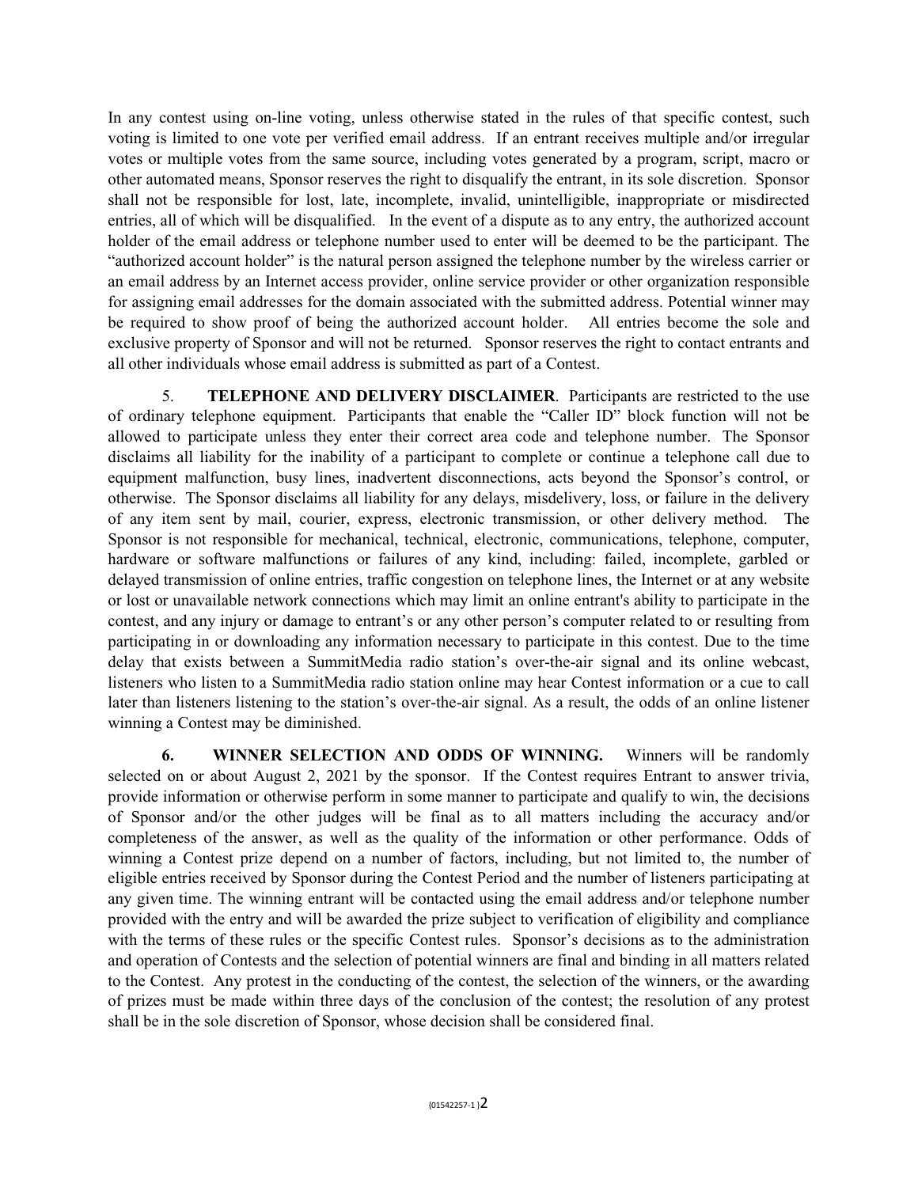In any contest using on-line voting, unless otherwise stated in the rules of that specific contest, such voting is limited to one vote per verified email address. If an entrant receives multiple and/or irregular votes or multiple votes from the same source, including votes generated by a program, script, macro or other automated means, Sponsor reserves the right to disqualify the entrant, in its sole discretion. Sponsor shall not be responsible for lost, late, incomplete, invalid, unintelligible, inappropriate or misdirected entries, all of which will be disqualified. In the event of a dispute as to any entry, the authorized account holder of the email address or telephone number used to enter will be deemed to be the participant. The "authorized account holder" is the natural person assigned the telephone number by the wireless carrier or an email address by an Internet access provider, online service provider or other organization responsible for assigning email addresses for the domain associated with the submitted address. Potential winner may be required to show proof of being the authorized account holder. All entries become the sole and exclusive property of Sponsor and will not be returned. Sponsor reserves the right to contact entrants and all other individuals whose email address is submitted as part of a Contest.

5. **TELEPHONE AND DELIVERY DISCLAIMER**. Participants are restricted to the use of ordinary telephone equipment. Participants that enable the "Caller ID" block function will not be allowed to participate unless they enter their correct area code and telephone number. The Sponsor disclaims all liability for the inability of a participant to complete or continue a telephone call due to equipment malfunction, busy lines, inadvertent disconnections, acts beyond the Sponsor's control, or otherwise. The Sponsor disclaims all liability for any delays, misdelivery, loss, or failure in the delivery of any item sent by mail, courier, express, electronic transmission, or other delivery method. The Sponsor is not responsible for mechanical, technical, electronic, communications, telephone, computer, hardware or software malfunctions or failures of any kind, including: failed, incomplete, garbled or delayed transmission of online entries, traffic congestion on telephone lines, the Internet or at any website or lost or unavailable network connections which may limit an online entrant's ability to participate in the contest, and any injury or damage to entrant's or any other person's computer related to or resulting from participating in or downloading any information necessary to participate in this contest. Due to the time delay that exists between a SummitMedia radio station's over-the-air signal and its online webcast, listeners who listen to a SummitMedia radio station online may hear Contest information or a cue to call later than listeners listening to the station's over-the-air signal. As a result, the odds of an online listener winning a Contest may be diminished.

**6. WINNER SELECTION AND ODDS OF WINNING.** Winners will be randomly selected on or about August 2, 2021 by the sponsor. If the Contest requires Entrant to answer trivia, provide information or otherwise perform in some manner to participate and qualify to win, the decisions of Sponsor and/or the other judges will be final as to all matters including the accuracy and/or completeness of the answer, as well as the quality of the information or other performance. Odds of winning a Contest prize depend on a number of factors, including, but not limited to, the number of eligible entries received by Sponsor during the Contest Period and the number of listeners participating at any given time. The winning entrant will be contacted using the email address and/or telephone number provided with the entry and will be awarded the prize subject to verification of eligibility and compliance with the terms of these rules or the specific Contest rules. Sponsor's decisions as to the administration and operation of Contests and the selection of potential winners are final and binding in all matters related to the Contest. Any protest in the conducting of the contest, the selection of the winners, or the awarding of prizes must be made within three days of the conclusion of the contest; the resolution of any protest shall be in the sole discretion of Sponsor, whose decision shall be considered final.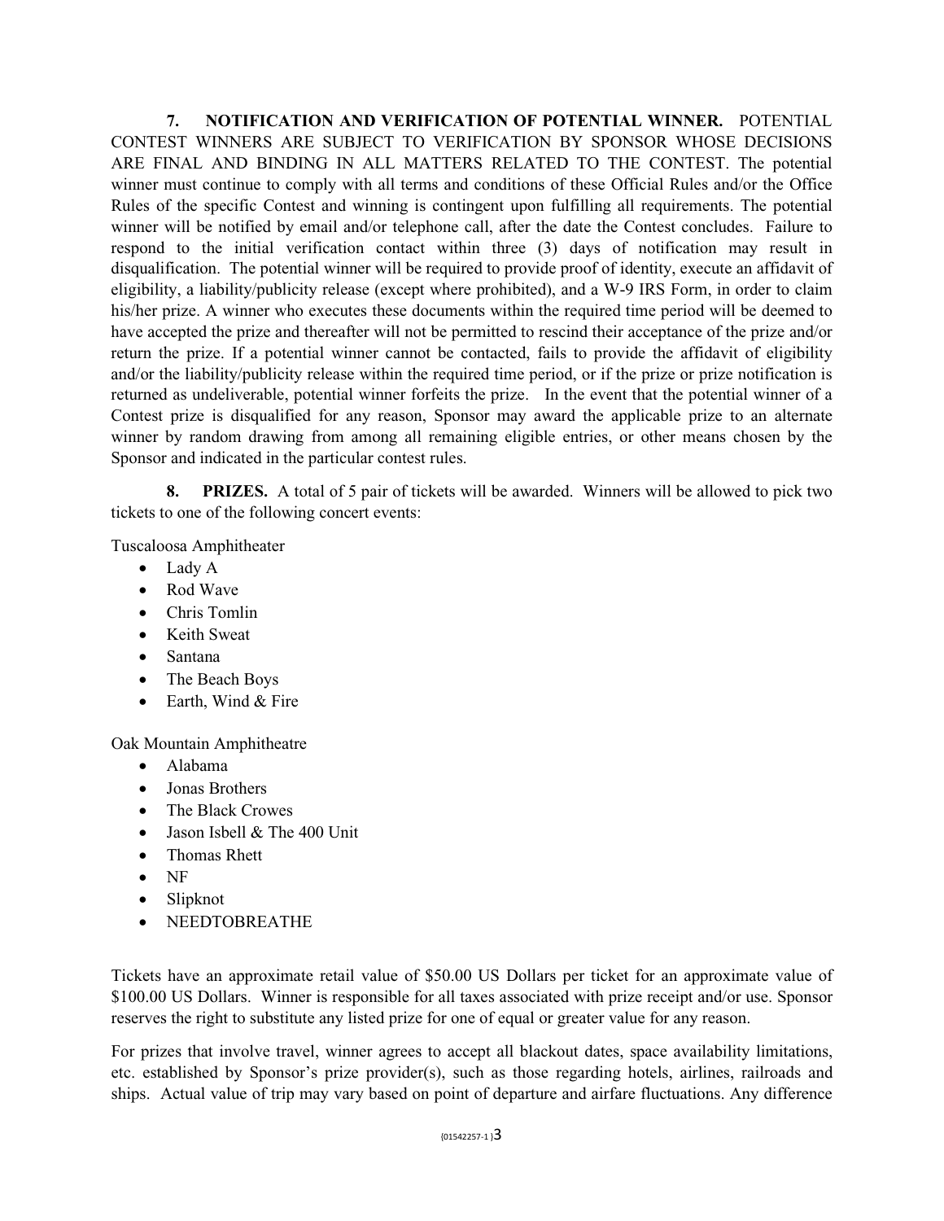**7. NOTIFICATION AND VERIFICATION OF POTENTIAL WINNER.** POTENTIAL CONTEST WINNERS ARE SUBJECT TO VERIFICATION BY SPONSOR WHOSE DECISIONS ARE FINAL AND BINDING IN ALL MATTERS RELATED TO THE CONTEST. The potential winner must continue to comply with all terms and conditions of these Official Rules and/or the Office Rules of the specific Contest and winning is contingent upon fulfilling all requirements. The potential winner will be notified by email and/or telephone call, after the date the Contest concludes. Failure to respond to the initial verification contact within three (3) days of notification may result in disqualification. The potential winner will be required to provide proof of identity, execute an affidavit of eligibility, a liability/publicity release (except where prohibited), and a W-9 IRS Form, in order to claim his/her prize. A winner who executes these documents within the required time period will be deemed to have accepted the prize and thereafter will not be permitted to rescind their acceptance of the prize and/or return the prize. If a potential winner cannot be contacted, fails to provide the affidavit of eligibility and/or the liability/publicity release within the required time period, or if the prize or prize notification is returned as undeliverable, potential winner forfeits the prize. In the event that the potential winner of a Contest prize is disqualified for any reason, Sponsor may award the applicable prize to an alternate winner by random drawing from among all remaining eligible entries, or other means chosen by the Sponsor and indicated in the particular contest rules.

**8. PRIZES.** A total of 5 pair of tickets will be awarded. Winners will be allowed to pick two tickets to one of the following concert events:

Tuscaloosa Amphitheater

- Lady A
- Rod Wave
- Chris Tomlin
- Keith Sweat
- Santana
- The Beach Boys
- Earth, Wind & Fire

Oak Mountain Amphitheatre

- Alabama
- Jonas Brothers
- The Black Crowes
- Jason Isbell & The 400 Unit
- Thomas Rhett
- NF
- Slipknot
- NEEDTOBREATHE

Tickets have an approximate retail value of $50.00 US Dollars per ticket for an approximate value of $100.00 US Dollars. Winner is responsible for all taxes associated with prize receipt and/or use. Sponsor reserves the right to substitute any listed prize for one of equal or greater value for any reason.

For prizes that involve travel, winner agrees to accept all blackout dates, space availability limitations, etc. established by Sponsor's prize provider(s), such as those regarding hotels, airlines, railroads and ships. Actual value of trip may vary based on point of departure and airfare fluctuations. Any difference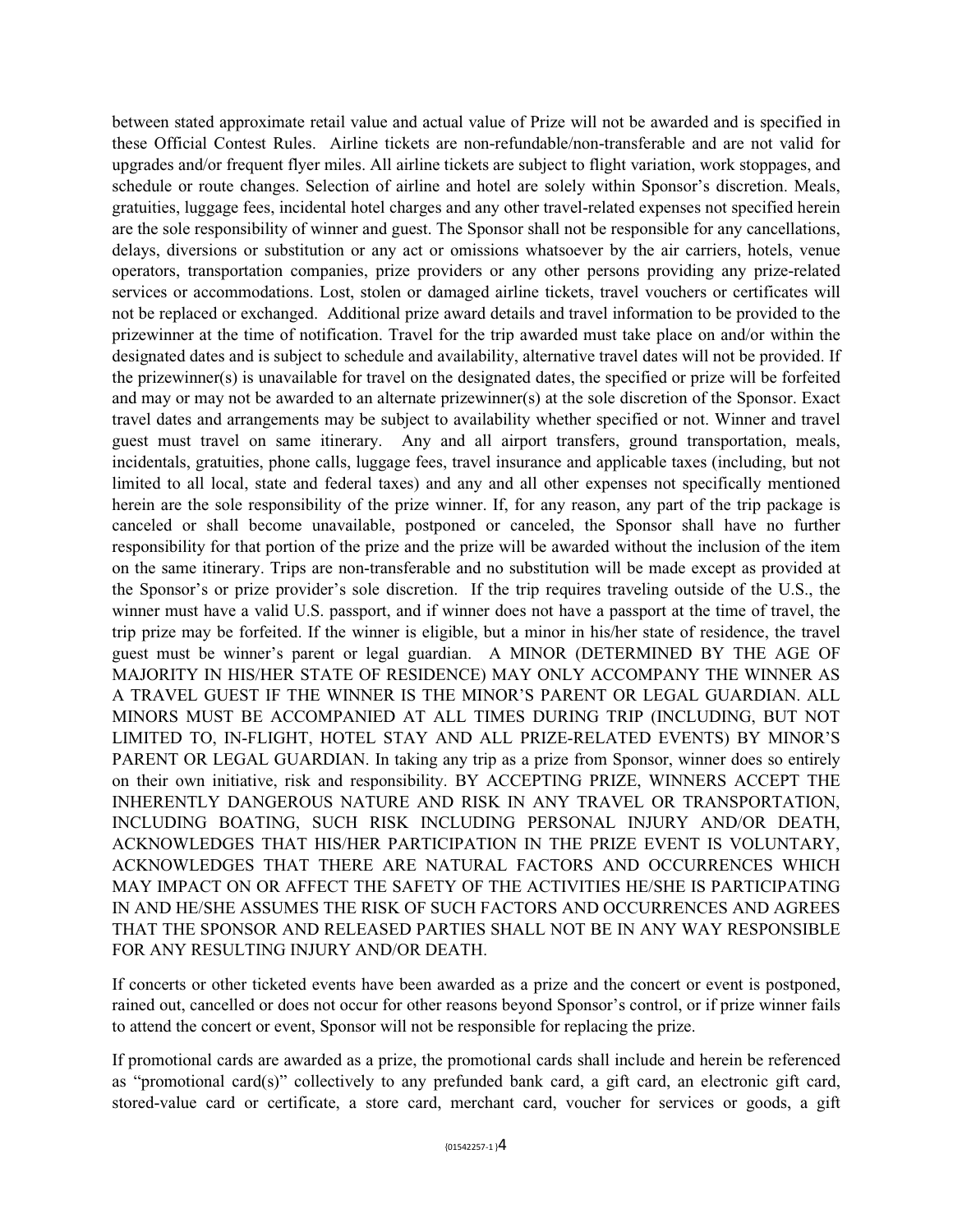between stated approximate retail value and actual value of Prize will not be awarded and is specified in these Official Contest Rules. Airline tickets are non-refundable/non-transferable and are not valid for upgrades and/or frequent flyer miles. All airline tickets are subject to flight variation, work stoppages, and schedule or route changes. Selection of airline and hotel are solely within Sponsor's discretion. Meals, gratuities, luggage fees, incidental hotel charges and any other travel-related expenses not specified herein are the sole responsibility of winner and guest. The Sponsor shall not be responsible for any cancellations, delays, diversions or substitution or any act or omissions whatsoever by the air carriers, hotels, venue operators, transportation companies, prize providers or any other persons providing any prize-related services or accommodations. Lost, stolen or damaged airline tickets, travel vouchers or certificates will not be replaced or exchanged. Additional prize award details and travel information to be provided to the prizewinner at the time of notification. Travel for the trip awarded must take place on and/or within the designated dates and is subject to schedule and availability, alternative travel dates will not be provided. If the prizewinner(s) is unavailable for travel on the designated dates, the specified or prize will be forfeited and may or may not be awarded to an alternate prizewinner(s) at the sole discretion of the Sponsor. Exact travel dates and arrangements may be subject to availability whether specified or not. Winner and travel guest must travel on same itinerary. Any and all airport transfers, ground transportation, meals, incidentals, gratuities, phone calls, luggage fees, travel insurance and applicable taxes (including, but not limited to all local, state and federal taxes) and any and all other expenses not specifically mentioned herein are the sole responsibility of the prize winner. If, for any reason, any part of the trip package is canceled or shall become unavailable, postponed or canceled, the Sponsor shall have no further responsibility for that portion of the prize and the prize will be awarded without the inclusion of the item on the same itinerary. Trips are non-transferable and no substitution will be made except as provided at the Sponsor's or prize provider's sole discretion. If the trip requires traveling outside of the U.S., the winner must have a valid U.S. passport, and if winner does not have a passport at the time of travel, the trip prize may be forfeited. If the winner is eligible, but a minor in his/her state of residence, the travel guest must be winner's parent or legal guardian. A MINOR (DETERMINED BY THE AGE OF MAJORITY IN HIS/HER STATE OF RESIDENCE) MAY ONLY ACCOMPANY THE WINNER AS A TRAVEL GUEST IF THE WINNER IS THE MINOR'S PARENT OR LEGAL GUARDIAN. ALL MINORS MUST BE ACCOMPANIED AT ALL TIMES DURING TRIP (INCLUDING, BUT NOT LIMITED TO, IN-FLIGHT, HOTEL STAY AND ALL PRIZE-RELATED EVENTS) BY MINOR'S PARENT OR LEGAL GUARDIAN. In taking any trip as a prize from Sponsor, winner does so entirely on their own initiative, risk and responsibility. BY ACCEPTING PRIZE, WINNERS ACCEPT THE INHERENTLY DANGEROUS NATURE AND RISK IN ANY TRAVEL OR TRANSPORTATION, INCLUDING BOATING, SUCH RISK INCLUDING PERSONAL INJURY AND/OR DEATH, ACKNOWLEDGES THAT HIS/HER PARTICIPATION IN THE PRIZE EVENT IS VOLUNTARY, ACKNOWLEDGES THAT THERE ARE NATURAL FACTORS AND OCCURRENCES WHICH MAY IMPACT ON OR AFFECT THE SAFETY OF THE ACTIVITIES HE/SHE IS PARTICIPATING IN AND HE/SHE ASSUMES THE RISK OF SUCH FACTORS AND OCCURRENCES AND AGREES THAT THE SPONSOR AND RELEASED PARTIES SHALL NOT BE IN ANY WAY RESPONSIBLE FOR ANY RESULTING INJURY AND/OR DEATH.

If concerts or other ticketed events have been awarded as a prize and the concert or event is postponed, rained out, cancelled or does not occur for other reasons beyond Sponsor's control, or if prize winner fails to attend the concert or event, Sponsor will not be responsible for replacing the prize.

If promotional cards are awarded as a prize, the promotional cards shall include and herein be referenced as "promotional card(s)" collectively to any prefunded bank card, a gift card, an electronic gift card, stored-value card or certificate, a store card, merchant card, voucher for services or goods, a gift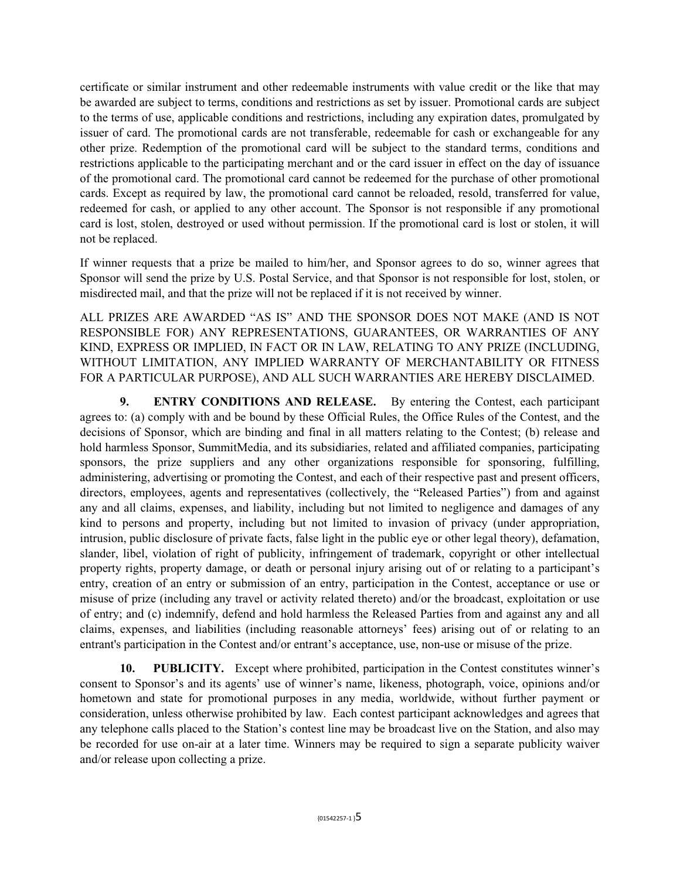certificate or similar instrument and other redeemable instruments with value credit or the like that may be awarded are subject to terms, conditions and restrictions as set by issuer. Promotional cards are subject to the terms of use, applicable conditions and restrictions, including any expiration dates, promulgated by issuer of card. The promotional cards are not transferable, redeemable for cash or exchangeable for any other prize. Redemption of the promotional card will be subject to the standard terms, conditions and restrictions applicable to the participating merchant and or the card issuer in effect on the day of issuance of the promotional card. The promotional card cannot be redeemed for the purchase of other promotional cards. Except as required by law, the promotional card cannot be reloaded, resold, transferred for value, redeemed for cash, or applied to any other account. The Sponsor is not responsible if any promotional card is lost, stolen, destroyed or used without permission. If the promotional card is lost or stolen, it will not be replaced.

If winner requests that a prize be mailed to him/her, and Sponsor agrees to do so, winner agrees that Sponsor will send the prize by U.S. Postal Service, and that Sponsor is not responsible for lost, stolen, or misdirected mail, and that the prize will not be replaced if it is not received by winner.

ALL PRIZES ARE AWARDED "AS IS" AND THE SPONSOR DOES NOT MAKE (AND IS NOT RESPONSIBLE FOR) ANY REPRESENTATIONS, GUARANTEES, OR WARRANTIES OF ANY KIND, EXPRESS OR IMPLIED, IN FACT OR IN LAW, RELATING TO ANY PRIZE (INCLUDING, WITHOUT LIMITATION, ANY IMPLIED WARRANTY OF MERCHANTABILITY OR FITNESS FOR A PARTICULAR PURPOSE), AND ALL SUCH WARRANTIES ARE HEREBY DISCLAIMED.

**9. ENTRY CONDITIONS AND RELEASE.** By entering the Contest, each participant agrees to: (a) comply with and be bound by these Official Rules, the Office Rules of the Contest, and the decisions of Sponsor, which are binding and final in all matters relating to the Contest; (b) release and hold harmless Sponsor, SummitMedia, and its subsidiaries, related and affiliated companies, participating sponsors, the prize suppliers and any other organizations responsible for sponsoring, fulfilling, administering, advertising or promoting the Contest, and each of their respective past and present officers, directors, employees, agents and representatives (collectively, the "Released Parties") from and against any and all claims, expenses, and liability, including but not limited to negligence and damages of any kind to persons and property, including but not limited to invasion of privacy (under appropriation, intrusion, public disclosure of private facts, false light in the public eye or other legal theory), defamation, slander, libel, violation of right of publicity, infringement of trademark, copyright or other intellectual property rights, property damage, or death or personal injury arising out of or relating to a participant's entry, creation of an entry or submission of an entry, participation in the Contest, acceptance or use or misuse of prize (including any travel or activity related thereto) and/or the broadcast, exploitation or use of entry; and (c) indemnify, defend and hold harmless the Released Parties from and against any and all claims, expenses, and liabilities (including reasonable attorneys' fees) arising out of or relating to an entrant's participation in the Contest and/or entrant's acceptance, use, non-use or misuse of the prize.

**10. PUBLICITY.** Except where prohibited, participation in the Contest constitutes winner's consent to Sponsor's and its agents' use of winner's name, likeness, photograph, voice, opinions and/or hometown and state for promotional purposes in any media, worldwide, without further payment or consideration, unless otherwise prohibited by law. Each contest participant acknowledges and agrees that any telephone calls placed to the Station's contest line may be broadcast live on the Station, and also may be recorded for use on-air at a later time. Winners may be required to sign a separate publicity waiver and/or release upon collecting a prize.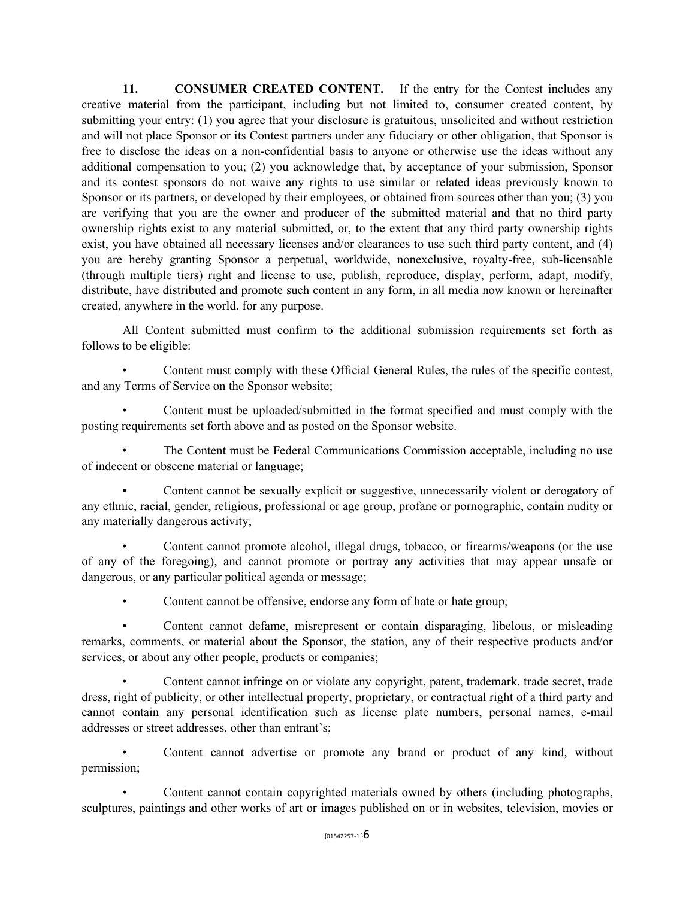**11. CONSUMER CREATED CONTENT.** If the entry for the Contest includes any creative material from the participant, including but not limited to, consumer created content, by submitting your entry: (1) you agree that your disclosure is gratuitous, unsolicited and without restriction and will not place Sponsor or its Contest partners under any fiduciary or other obligation, that Sponsor is free to disclose the ideas on a non-confidential basis to anyone or otherwise use the ideas without any additional compensation to you; (2) you acknowledge that, by acceptance of your submission, Sponsor and its contest sponsors do not waive any rights to use similar or related ideas previously known to Sponsor or its partners, or developed by their employees, or obtained from sources other than you; (3) you are verifying that you are the owner and producer of the submitted material and that no third party ownership rights exist to any material submitted, or, to the extent that any third party ownership rights exist, you have obtained all necessary licenses and/or clearances to use such third party content, and (4) you are hereby granting Sponsor a perpetual, worldwide, nonexclusive, royalty-free, sub-licensable (through multiple tiers) right and license to use, publish, reproduce, display, perform, adapt, modify, distribute, have distributed and promote such content in any form, in all media now known or hereinafter created, anywhere in the world, for any purpose.

All Content submitted must confirm to the additional submission requirements set forth as follows to be eligible:

- Content must comply with these Official General Rules, the rules of the specific contest, and any Terms of Service on the Sponsor website;
- Content must be uploaded/submitted in the format specified and must comply with the posting requirements set forth above and as posted on the Sponsor website.
- The Content must be Federal Communications Commission acceptable, including no use of indecent or obscene material or language;
- Content cannot be sexually explicit or suggestive, unnecessarily violent or derogatory of any ethnic, racial, gender, religious, professional or age group, profane or pornographic, contain nudity or any materially dangerous activity;
- Content cannot promote alcohol, illegal drugs, tobacco, or firearms/weapons (or the use of any of the foregoing), and cannot promote or portray any activities that may appear unsafe or dangerous, or any particular political agenda or message;
- Content cannot be offensive, endorse any form of hate or hate group;
- Content cannot defame, misrepresent or contain disparaging, libelous, or misleading remarks, comments, or material about the Sponsor, the station, any of their respective products and/or services, or about any other people, products or companies;
- Content cannot infringe on or violate any copyright, patent, trademark, trade secret, trade dress, right of publicity, or other intellectual property, proprietary, or contractual right of a third party and cannot contain any personal identification such as license plate numbers, personal names, e-mail addresses or street addresses, other than entrant's;
- Content cannot advertise or promote any brand or product of any kind, without permission;
- Content cannot contain copyrighted materials owned by others (including photographs, sculptures, paintings and other works of art or images published on or in websites, television, movies or

{01542257-1 }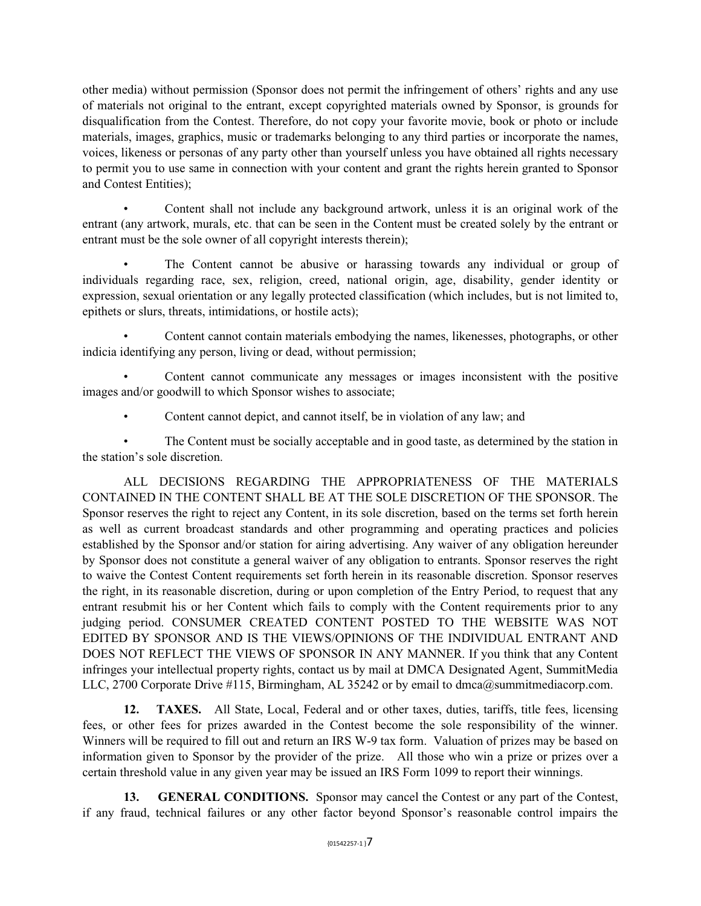other media) without permission (Sponsor does not permit the infringement of others' rights and any use of materials not original to the entrant, except copyrighted materials owned by Sponsor, is grounds for disqualification from the Contest. Therefore, do not copy your favorite movie, book or photo or include materials, images, graphics, music or trademarks belonging to any third parties or incorporate the names, voices, likeness or personas of any party other than yourself unless you have obtained all rights necessary to permit you to use same in connection with your content and grant the rights herein granted to Sponsor and Contest Entities);

- Content shall not include any background artwork, unless it is an original work of the entrant (any artwork, murals, etc. that can be seen in the Content must be created solely by the entrant or entrant must be the sole owner of all copyright interests therein);

- The Content cannot be abusive or harassing towards any individual or group of individuals regarding race, sex, religion, creed, national origin, age, disability, gender identity or expression, sexual orientation or any legally protected classification (which includes, but is not limited to, epithets or slurs, threats, intimidations, or hostile acts);

- Content cannot contain materials embodying the names, likenesses, photographs, or other indicia identifying any person, living or dead, without permission;

- Content cannot communicate any messages or images inconsistent with the positive images and/or goodwill to which Sponsor wishes to associate;

- Content cannot depict, and cannot itself, be in violation of any law; and

- The Content must be socially acceptable and in good taste, as determined by the station in the station's sole discretion.

ALL DECISIONS REGARDING THE APPROPRIATENESS OF THE MATERIALS CONTAINED IN THE CONTENT SHALL BE AT THE SOLE DISCRETION OF THE SPONSOR. The Sponsor reserves the right to reject any Content, in its sole discretion, based on the terms set forth herein as well as current broadcast standards and other programming and operating practices and policies established by the Sponsor and/or station for airing advertising. Any waiver of any obligation hereunder by Sponsor does not constitute a general waiver of any obligation to entrants. Sponsor reserves the right to waive the Contest Content requirements set forth herein in its reasonable discretion. Sponsor reserves the right, in its reasonable discretion, during or upon completion of the Entry Period, to request that any entrant resubmit his or her Content which fails to comply with the Content requirements prior to any judging period. CONSUMER CREATED CONTENT POSTED TO THE WEBSITE WAS NOT EDITED BY SPONSOR AND IS THE VIEWS/OPINIONS OF THE INDIVIDUAL ENTRANT AND DOES NOT REFLECT THE VIEWS OF SPONSOR IN ANY MANNER. If you think that any Content infringes your intellectual property rights, contact us by mail at DMCA Designated Agent, SummitMedia LLC, 2700 Corporate Drive #115, Birmingham, AL 35242 or by email to dmca@summitmediacorp.com.

**12. TAXES.** All State, Local, Federal and or other taxes, duties, tariffs, title fees, licensing fees, or other fees for prizes awarded in the Contest become the sole responsibility of the winner. Winners will be required to fill out and return an IRS W-9 tax form. Valuation of prizes may be based on information given to Sponsor by the provider of the prize. All those who win a prize or prizes over a certain threshold value in any given year may be issued an IRS Form 1099 to report their winnings.

**13. GENERAL CONDITIONS.** Sponsor may cancel the Contest or any part of the Contest, if any fraud, technical failures or any other factor beyond Sponsor's reasonable control impairs the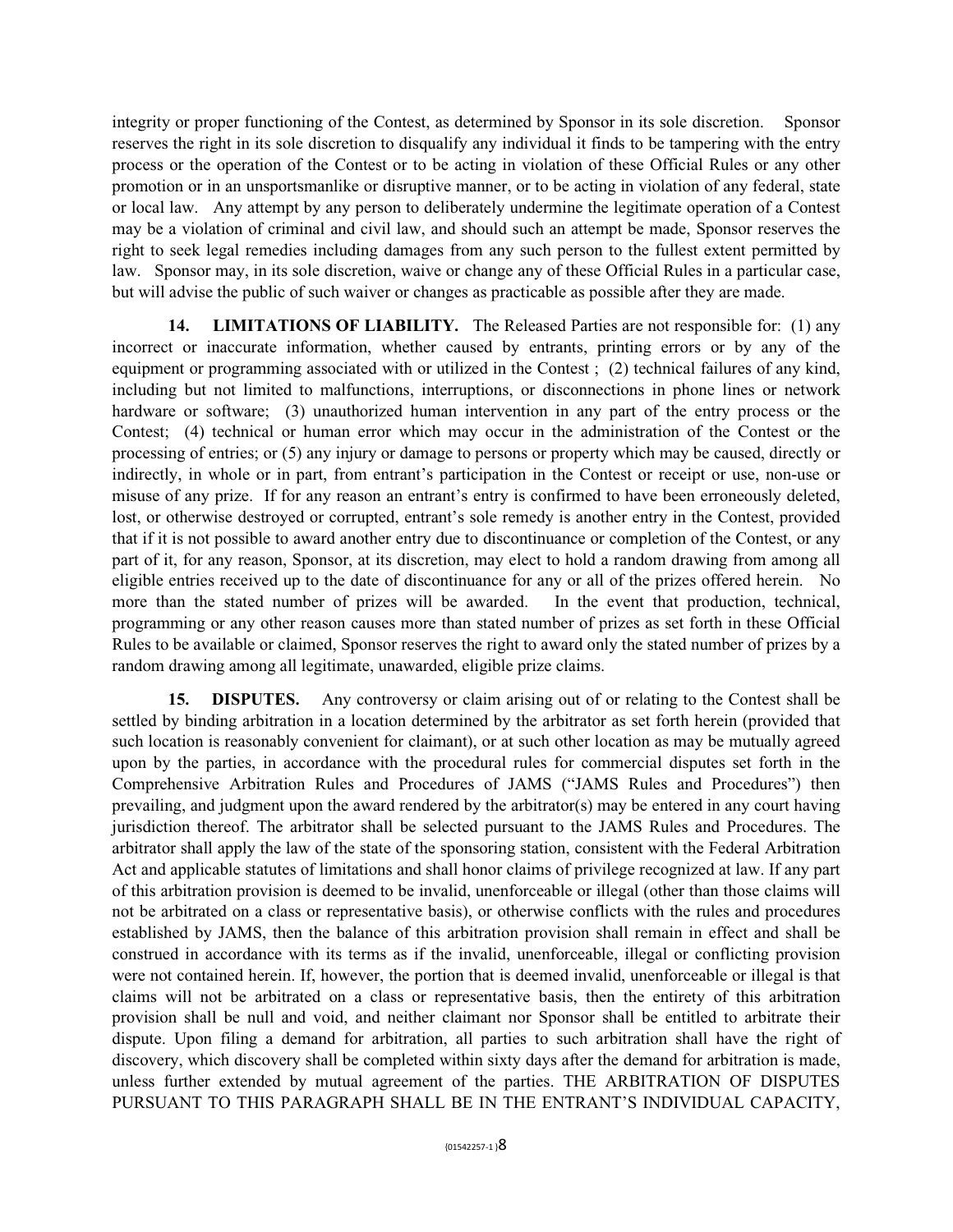integrity or proper functioning of the Contest, as determined by Sponsor in its sole discretion. Sponsor reserves the right in its sole discretion to disqualify any individual it finds to be tampering with the entry process or the operation of the Contest or to be acting in violation of these Official Rules or any other promotion or in an unsportsmanlike or disruptive manner, or to be acting in violation of any federal, state or local law. Any attempt by any person to deliberately undermine the legitimate operation of a Contest may be a violation of criminal and civil law, and should such an attempt be made, Sponsor reserves the right to seek legal remedies including damages from any such person to the fullest extent permitted by law. Sponsor may, in its sole discretion, waive or change any of these Official Rules in a particular case, but will advise the public of such waiver or changes as practicable as possible after they are made.

**14. LIMITATIONS OF LIABILITY.** The Released Parties are not responsible for: (1) any incorrect or inaccurate information, whether caused by entrants, printing errors or by any of the equipment or programming associated with or utilized in the Contest ; (2) technical failures of any kind, including but not limited to malfunctions, interruptions, or disconnections in phone lines or network hardware or software; (3) unauthorized human intervention in any part of the entry process or the Contest; (4) technical or human error which may occur in the administration of the Contest or the processing of entries; or (5) any injury or damage to persons or property which may be caused, directly or indirectly, in whole or in part, from entrant's participation in the Contest or receipt or use, non-use or misuse of any prize. If for any reason an entrant's entry is confirmed to have been erroneously deleted, lost, or otherwise destroyed or corrupted, entrant's sole remedy is another entry in the Contest, provided that if it is not possible to award another entry due to discontinuance or completion of the Contest, or any part of it, for any reason, Sponsor, at its discretion, may elect to hold a random drawing from among all eligible entries received up to the date of discontinuance for any or all of the prizes offered herein. No more than the stated number of prizes will be awarded. In the event that production, technical, programming or any other reason causes more than stated number of prizes as set forth in these Official Rules to be available or claimed, Sponsor reserves the right to award only the stated number of prizes by a random drawing among all legitimate, unawarded, eligible prize claims.

**15. DISPUTES.** Any controversy or claim arising out of or relating to the Contest shall be settled by binding arbitration in a location determined by the arbitrator as set forth herein (provided that such location is reasonably convenient for claimant), or at such other location as may be mutually agreed upon by the parties, in accordance with the procedural rules for commercial disputes set forth in the Comprehensive Arbitration Rules and Procedures of JAMS ("JAMS Rules and Procedures") then prevailing, and judgment upon the award rendered by the arbitrator(s) may be entered in any court having jurisdiction thereof. The arbitrator shall be selected pursuant to the JAMS Rules and Procedures. The arbitrator shall apply the law of the state of the sponsoring station, consistent with the Federal Arbitration Act and applicable statutes of limitations and shall honor claims of privilege recognized at law. If any part of this arbitration provision is deemed to be invalid, unenforceable or illegal (other than those claims will not be arbitrated on a class or representative basis), or otherwise conflicts with the rules and procedures established by JAMS, then the balance of this arbitration provision shall remain in effect and shall be construed in accordance with its terms as if the invalid, unenforceable, illegal or conflicting provision were not contained herein. If, however, the portion that is deemed invalid, unenforceable or illegal is that claims will not be arbitrated on a class or representative basis, then the entirety of this arbitration provision shall be null and void, and neither claimant nor Sponsor shall be entitled to arbitrate their dispute. Upon filing a demand for arbitration, all parties to such arbitration shall have the right of discovery, which discovery shall be completed within sixty days after the demand for arbitration is made, unless further extended by mutual agreement of the parties. THE ARBITRATION OF DISPUTES PURSUANT TO THIS PARAGRAPH SHALL BE IN THE ENTRANT'S INDIVIDUAL CAPACITY,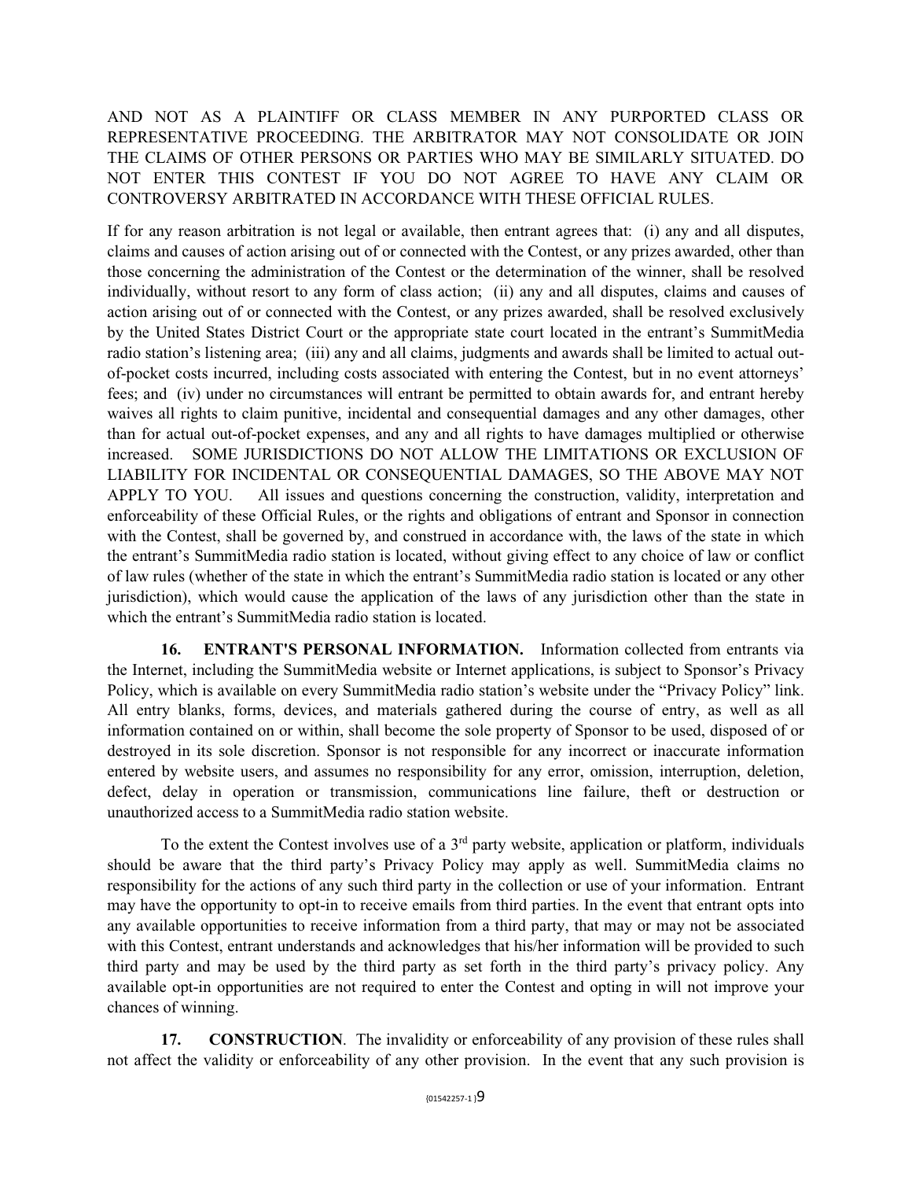AND NOT AS A PLAINTIFF OR CLASS MEMBER IN ANY PURPORTED CLASS OR REPRESENTATIVE PROCEEDING. THE ARBITRATOR MAY NOT CONSOLIDATE OR JOIN THE CLAIMS OF OTHER PERSONS OR PARTIES WHO MAY BE SIMILARLY SITUATED. DO NOT ENTER THIS CONTEST IF YOU DO NOT AGREE TO HAVE ANY CLAIM OR CONTROVERSY ARBITRATED IN ACCORDANCE WITH THESE OFFICIAL RULES.

If for any reason arbitration is not legal or available, then entrant agrees that: (i) any and all disputes, claims and causes of action arising out of or connected with the Contest, or any prizes awarded, other than those concerning the administration of the Contest or the determination of the winner, shall be resolved individually, without resort to any form of class action; (ii) any and all disputes, claims and causes of action arising out of or connected with the Contest, or any prizes awarded, shall be resolved exclusively by the United States District Court or the appropriate state court located in the entrant's SummitMedia radio station's listening area; (iii) any and all claims, judgments and awards shall be limited to actual out-of-pocket costs incurred, including costs associated with entering the Contest, but in no event attorneys' fees; and (iv) under no circumstances will entrant be permitted to obtain awards for, and entrant hereby waives all rights to claim punitive, incidental and consequential damages and any other damages, other than for actual out-of-pocket expenses, and any and all rights to have damages multiplied or otherwise increased. SOME JURISDICTIONS DO NOT ALLOW THE LIMITATIONS OR EXCLUSION OF LIABILITY FOR INCIDENTAL OR CONSEQUENTIAL DAMAGES, SO THE ABOVE MAY NOT APPLY TO YOU. All issues and questions concerning the construction, validity, interpretation and enforceability of these Official Rules, or the rights and obligations of entrant and Sponsor in connection with the Contest, shall be governed by, and construed in accordance with, the laws of the state in which the entrant's SummitMedia radio station is located, without giving effect to any choice of law or conflict of law rules (whether of the state in which the entrant's SummitMedia radio station is located or any other jurisdiction), which would cause the application of the laws of any jurisdiction other than the state in which the entrant's SummitMedia radio station is located.

**16. ENTRANT'S PERSONAL INFORMATION.** Information collected from entrants via the Internet, including the SummitMedia website or Internet applications, is subject to Sponsor's Privacy Policy, which is available on every SummitMedia radio station's website under the "Privacy Policy" link. All entry blanks, forms, devices, and materials gathered during the course of entry, as well as all information contained on or within, shall become the sole property of Sponsor to be used, disposed of or destroyed in its sole discretion. Sponsor is not responsible for any incorrect or inaccurate information entered by website users, and assumes no responsibility for any error, omission, interruption, deletion, defect, delay in operation or transmission, communications line failure, theft or destruction or unauthorized access to a SummitMedia radio station website.

To the extent the Contest involves use of a 3rd party website, application or platform, individuals should be aware that the third party's Privacy Policy may apply as well. SummitMedia claims no responsibility for the actions of any such third party in the collection or use of your information. Entrant may have the opportunity to opt-in to receive emails from third parties. In the event that entrant opts into any available opportunities to receive information from a third party, that may or may not be associated with this Contest, entrant understands and acknowledges that his/her information will be provided to such third party and may be used by the third party as set forth in the third party's privacy policy. Any available opt-in opportunities are not required to enter the Contest and opting in will not improve your chances of winning.

**17. CONSTRUCTION**. The invalidity or enforceability of any provision of these rules shall not affect the validity or enforceability of any other provision. In the event that any such provision is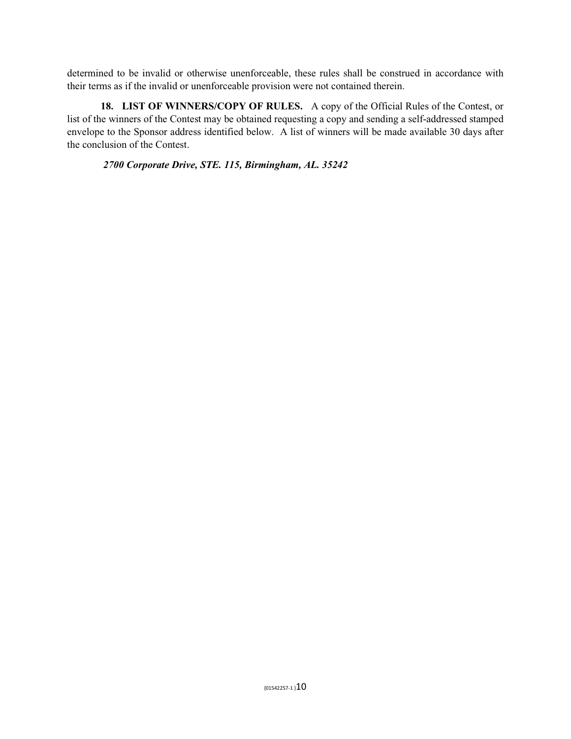determined to be invalid or otherwise unenforceable, these rules shall be construed in accordance with their terms as if the invalid or unenforceable provision were not contained therein.

**18. LIST OF WINNERS/COPY OF RULES.** A copy of the Official Rules of the Contest, or list of the winners of the Contest may be obtained requesting a copy and sending a self-addressed stamped envelope to the Sponsor address identified below. A list of winners will be made available 30 days after the conclusion of the Contest.

***2700 Corporate Drive, STE. 115, Birmingham, AL. 35242***